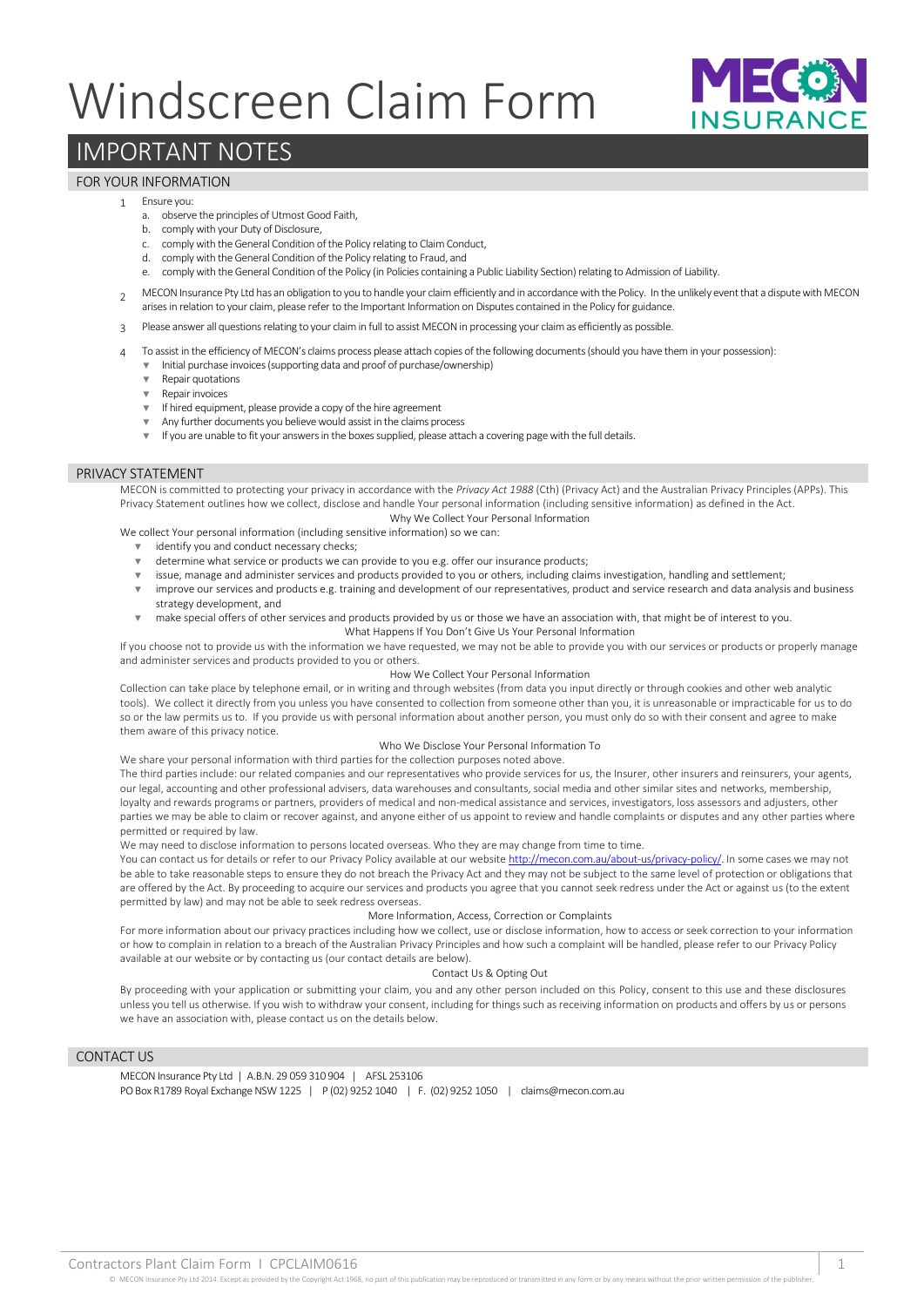# Windscreen Claim Form

## IMPORTANT NOTES

### FOR YOUR INFORMATION

1. Ensure you:
   a. observe the principles of Utmost Good Faith,
   b. comply with your Duty of Disclosure,
   c. comply with the General Condition of the Policy relating to Claim Conduct,
   d. comply with the General Condition of the Policy relating to Fraud, and
   e. comply with the General Condition of the Policy (in Policies containing a Public Liability Section) relating to Admission of Liability.
2. MECON Insurance Pty Ltd has an obligation to you to handle your claim efficiently and in accordance with the Policy. In the unlikely event that a dispute with MECON arises in relation to your claim, please refer to the Important Information on Disputes contained in the Policy for guidance.
3. Please answer all questions relating to your claim in full to assist MECON in processing your claim as efficiently as possible.
4. To assist in the efficiency of MECON's claims process please attach copies of the following documents (should you have them in your possession):
   - Initial purchase invoices (supporting data and proof of purchase/ownership)
   - Repair quotations
   - Repair invoices
   - If hired equipment, please provide a copy of the hire agreement
   - Any further documents you believe would assist in the claims process
   - If you are unable to fit your answers in the boxes supplied, please attach a covering page with the full details.

### PRIVACY STATEMENT

MECON is committed to protecting your privacy in accordance with the *Privacy Act 1988* (Cth) (Privacy Act) and the Australian Privacy Principles (APPs). This Privacy Statement outlines how we collect, disclose and handle Your personal information (including sensitive information) as defined in the Act.

**Why We Collect Your Personal Information**

We collect Your personal information (including sensitive information) so we can:

- identify you and conduct necessary checks;
- determine what service or products we can provide to you e.g. offer our insurance products;
- issue, manage and administer services and products provided to you or others, including claims investigation, handling and settlement;
- improve our services and products e.g. training and development of our representatives, product and service research and data analysis and business strategy development, and
- make special offers of other services and products provided by us or those we have an association with, that might be of interest to you.

**What Happens If You Don't Give Us Your Personal Information**

If you choose not to provide us with the information we have requested, we may not be able to provide you with our services or products or properly manage and administer services and products provided to you or others.

**How We Collect Your Personal Information**

Collection can take place by telephone email, or in writing and through websites (from data you input directly or through cookies and other web analytic tools). We collect it directly from you unless you have consented to collection from someone other than you, it is unreasonable or impracticable for us to do so or the law permits us to. If you provide us with personal information about another person, you must only do so with their consent and agree to make them aware of this privacy notice.

**Who We Disclose Your Personal Information To**

We share your personal information with third parties for the collection purposes noted above.

The third parties include: our related companies and our representatives who provide services for us, the Insurer, other insurers and reinsurers, your agents, our legal, accounting and other professional advisers, data warehouses and consultants, social media and other similar sites and networks, membership, loyalty and rewards programs or partners, providers of medical and non-medical assistance and services, investigators, loss assessors and adjusters, other parties we may be able to claim or recover against, and anyone either of us appoint to review and handle complaints or disputes and any other parties where permitted or required by law.

We may need to disclose information to persons located overseas. Who they are may change from time to time.

You can contact us for details or refer to our Privacy Policy available at our website http://mecon.com.au/about-us/privacy-policy/. In some cases we may not be able to take reasonable steps to ensure they do not breach the Privacy Act and they may not be subject to the same level of protection or obligations that are offered by the Act. By proceeding to acquire our services and products you agree that you cannot seek redress under the Act or against us (to the extent permitted by law) and may not be able to seek redress overseas.

**More Information, Access, Correction or Complaints**

For more information about our privacy practices including how we collect, use or disclose information, how to access or seek correction to your information or how to complain in relation to a breach of the Australian Privacy Principles and how such a complaint will be handled, please refer to our Privacy Policy available at our website or by contacting us (our contact details are below).

**Contact Us & Opting Out**

By proceeding with your application or submitting your claim, you and any other person included on this Policy, consent to this use and these disclosures unless you tell us otherwise. If you wish to withdraw your consent, including for things such as receiving information on products and offers by us or persons we have an association with, please contact us on the details below.

### CONTACT US

MECON Insurance Pty Ltd | A.B.N. 29 059 310 904 | AFSL 253106

PO Box R1789 Royal Exchange NSW 1225 | P (02) 9252 1040 | F. (02) 9252 1050 | claims@mecon.com.au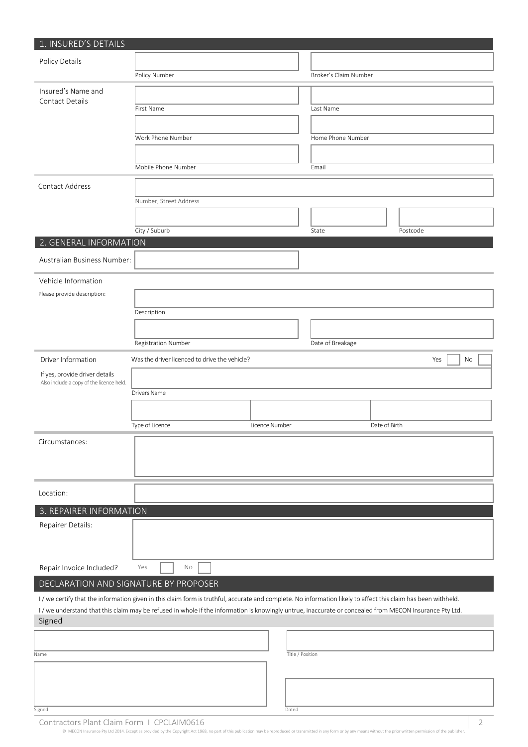## 1. INSURED'S DETAILS

**Policy Details**

Policy Number

Broker's Claim Number

**Insured's Name and Contact Details**

First Name

Last Name

Work Phone Number

Home Phone Number

Mobile Phone Number

Email

**Contact Address**

Number, Street Address

City / Suburb

State

Postcode

## 2. GENERAL INFORMATION

Australian Business Number:

**Vehicle Information**

Please provide description:

Description

Registration Number

Date of Breakage

**Driver Information**

Was the driver licenced to drive the vehicle? Yes ☐ No ☐

If yes, provide driver details
Also include a copy of the licence held.

Drivers Name

Type of Licence

Licence Number

Date of Birth

Circumstances:

Location:

## 3. REPAIRER INFORMATION

Repairer Details:

Repair Invoice Included? Yes ☐ No ☐

## DECLARATION AND SIGNATURE BY PROPOSER

I / we certify that the information given in this claim form is truthful, accurate and complete. No information likely to affect this claim has been withheld.

I / we understand that this claim may be refused in whole if the information is knowingly untrue, inaccurate or concealed from MECON Insurance Pty Ltd.

**Signed**

Name

Title / Position

Signed

Dated

Contractors Plant Claim Form I CPCLAIM0616

© MECON Insurance Pty Ltd 2014. Except as provided by the Copyright Act 1968, no part of this publication may be reproduced or transmitted in any form or by any means without the prior written permission of the publisher.